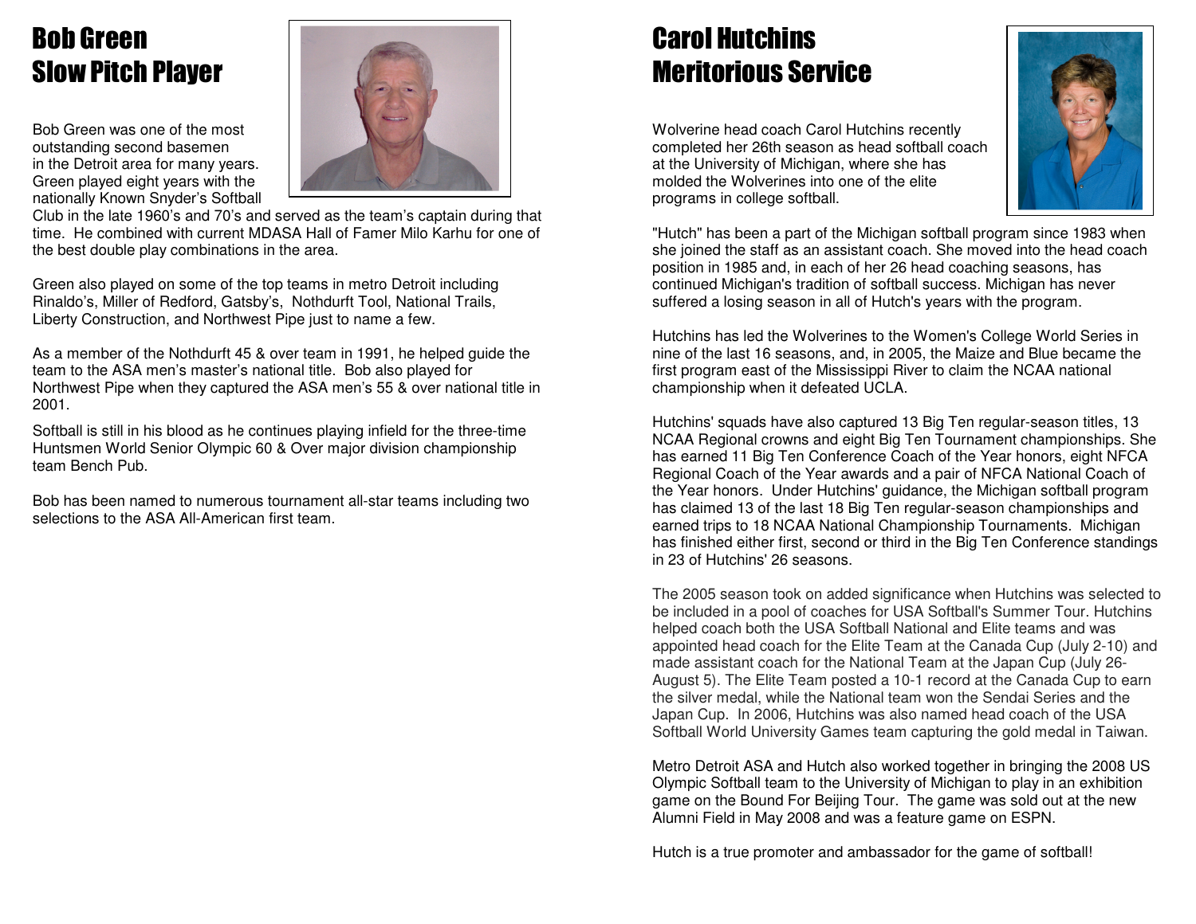# Bob Green
# Slow Pitch Player

Bob Green was one of the most outstanding second basemen in the Detroit area for many years. Green played eight years with the nationally Known Snyder's Softball Club in the late 1960's and 70's and served as the team's captain during that time. He combined with current MDASA Hall of Famer Milo Karhu for one of the best double play combinations in the area.

Green also played on some of the top teams in metro Detroit including Rinaldo's, Miller of Redford, Gatsby's, Nothdurft Tool, National Trails, Liberty Construction, and Northwest Pipe just to name a few.

As a member of the Nothdurft 45 & over team in 1991, he helped guide the team to the ASA men's master's national title. Bob also played for Northwest Pipe when they captured the ASA men's 55 & over national title in 2001.

Softball is still in his blood as he continues playing infield for the three-time Huntsmen World Senior Olympic 60 & Over major division championship team Bench Pub.

Bob has been named to numerous tournament all-star teams including two selections to the ASA All-American first team.

# Carol Hutchins
# Meritorious Service

Wolverine head coach Carol Hutchins recently completed her 26th season as head softball coach at the University of Michigan, where she has molded the Wolverines into one of the elite programs in college softball.

"Hutch" has been a part of the Michigan softball program since 1983 when she joined the staff as an assistant coach. She moved into the head coach position in 1985 and, in each of her 26 head coaching seasons, has continued Michigan's tradition of softball success. Michigan has never suffered a losing season in all of Hutch's years with the program.

Hutchins has led the Wolverines to the Women's College World Series in nine of the last 16 seasons, and, in 2005, the Maize and Blue became the first program east of the Mississippi River to claim the NCAA national championship when it defeated UCLA.

Hutchins' squads have also captured 13 Big Ten regular-season titles, 13 NCAA Regional crowns and eight Big Ten Tournament championships. She has earned 11 Big Ten Conference Coach of the Year honors, eight NFCA Regional Coach of the Year awards and a pair of NFCA National Coach of the Year honors. Under Hutchins' guidance, the Michigan softball program has claimed 13 of the last 18 Big Ten regular-season championships and earned trips to 18 NCAA National Championship Tournaments. Michigan has finished either first, second or third in the Big Ten Conference standings in 23 of Hutchins' 26 seasons.

The 2005 season took on added significance when Hutchins was selected to be included in a pool of coaches for USA Softball's Summer Tour. Hutchins helped coach both the USA Softball National and Elite teams and was appointed head coach for the Elite Team at the Canada Cup (July 2-10) and made assistant coach for the National Team at the Japan Cup (July 26-August 5). The Elite Team posted a 10-1 record at the Canada Cup to earn the silver medal, while the National team won the Sendai Series and the Japan Cup. In 2006, Hutchins was also named head coach of the USA Softball World University Games team capturing the gold medal in Taiwan.

Metro Detroit ASA and Hutch also worked together in bringing the 2008 US Olympic Softball team to the University of Michigan to play in an exhibition game on the Bound For Beijing Tour. The game was sold out at the new Alumni Field in May 2008 and was a feature game on ESPN.

Hutch is a true promoter and ambassador for the game of softball!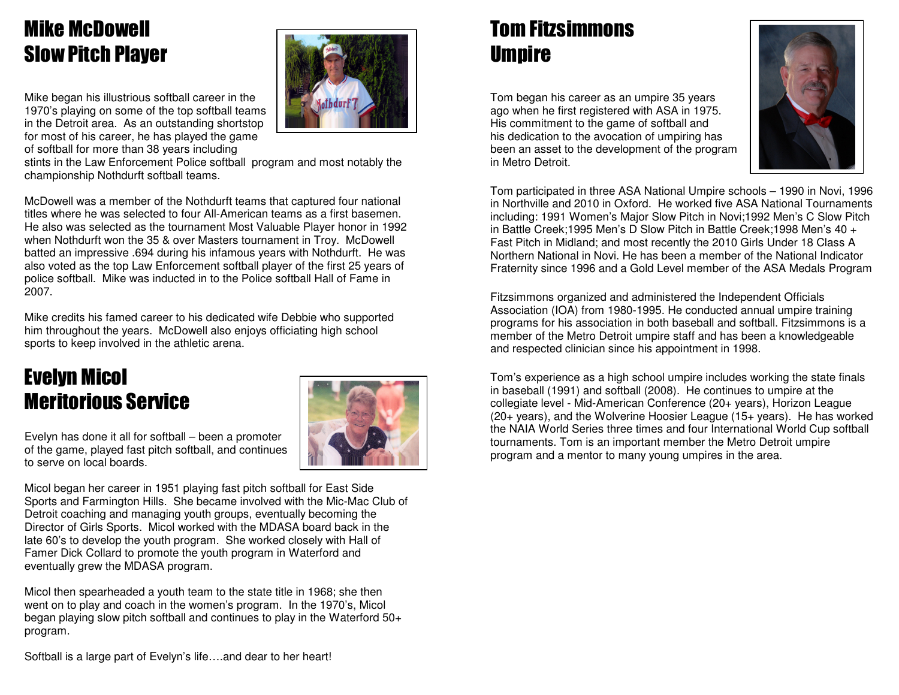# Mike McDowell
# Slow Pitch Player

Mike began his illustrious softball career in the 1970's playing on some of the top softball teams in the Detroit area. As an outstanding shortstop for most of his career, he has played the game of softball for more than 38 years including stints in the Law Enforcement Police softball program and most notably the championship Nothdurft softball teams.

McDowell was a member of the Nothdurft teams that captured four national titles where he was selected to four All-American teams as a first basemen. He also was selected as the tournament Most Valuable Player honor in 1992 when Nothdurft won the 35 & over Masters tournament in Troy. McDowell batted an impressive .694 during his infamous years with Nothdurft. He was also voted as the top Law Enforcement softball player of the first 25 years of police softball. Mike was inducted in to the Police softball Hall of Fame in 2007.

Mike credits his famed career to his dedicated wife Debbie who supported him throughout the years. McDowell also enjoys officiating high school sports to keep involved in the athletic arena.

# Evelyn Micol
# Meritorious Service

Evelyn has done it all for softball – been a promoter of the game, played fast pitch softball, and continues to serve on local boards.

Micol began her career in 1951 playing fast pitch softball for East Side Sports and Farmington Hills. She became involved with the Mic-Mac Club of Detroit coaching and managing youth groups, eventually becoming the Director of Girls Sports. Micol worked with the MDASA board back in the late 60's to develop the youth program. She worked closely with Hall of Famer Dick Collard to promote the youth program in Waterford and eventually grew the MDASA program.

Micol then spearheaded a youth team to the state title in 1968; she then went on to play and coach in the women's program. In the 1970's, Micol began playing slow pitch softball and continues to play in the Waterford 50+ program.

Softball is a large part of Evelyn's life….and dear to her heart!

# Tom Fitzsimmons
# Umpire

Tom began his career as an umpire 35 years ago when he first registered with ASA in 1975. His commitment to the game of softball and his dedication to the avocation of umpiring has been an asset to the development of the program in Metro Detroit.

Tom participated in three ASA National Umpire schools – 1990 in Novi, 1996 in Northville and 2010 in Oxford. He worked five ASA National Tournaments including: 1991 Women's Major Slow Pitch in Novi;1992 Men's C Slow Pitch in Battle Creek;1995 Men's D Slow Pitch in Battle Creek;1998 Men's 40 + Fast Pitch in Midland; and most recently the 2010 Girls Under 18 Class A Northern National in Novi. He has been a member of the National Indicator Fraternity since 1996 and a Gold Level member of the ASA Medals Program

Fitzsimmons organized and administered the Independent Officials Association (IOA) from 1980-1995. He conducted annual umpire training programs for his association in both baseball and softball. Fitzsimmons is a member of the Metro Detroit umpire staff and has been a knowledgeable and respected clinician since his appointment in 1998.

Tom's experience as a high school umpire includes working the state finals in baseball (1991) and softball (2008). He continues to umpire at the collegiate level - Mid-American Conference (20+ years), Horizon League (20+ years), and the Wolverine Hoosier League (15+ years). He has worked the NAIA World Series three times and four International World Cup softball tournaments. Tom is an important member the Metro Detroit umpire program and a mentor to many young umpires in the area.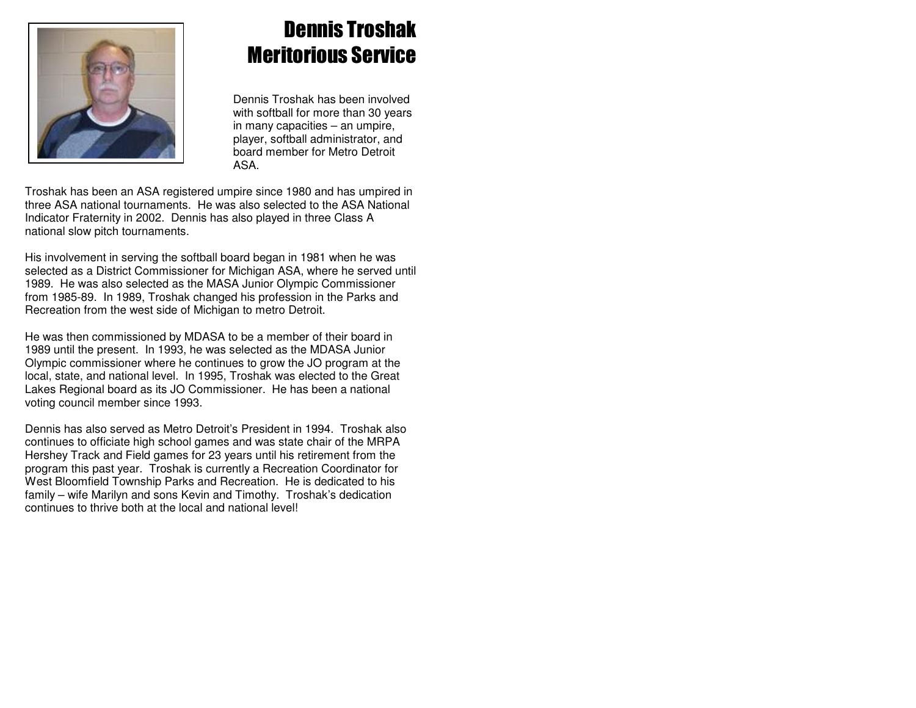# Dennis Troshak
# Meritorious Service

Dennis Troshak has been involved with softball for more than 30 years in many capacities – an umpire, player, softball administrator, and board member for Metro Detroit ASA.

Troshak has been an ASA registered umpire since 1980 and has umpired in three ASA national tournaments. He was also selected to the ASA National Indicator Fraternity in 2002. Dennis has also played in three Class A national slow pitch tournaments.

His involvement in serving the softball board began in 1981 when he was selected as a District Commissioner for Michigan ASA, where he served until 1989. He was also selected as the MASA Junior Olympic Commissioner from 1985-89. In 1989, Troshak changed his profession in the Parks and Recreation from the west side of Michigan to metro Detroit.

He was then commissioned by MDASA to be a member of their board in 1989 until the present. In 1993, he was selected as the MDASA Junior Olympic commissioner where he continues to grow the JO program at the local, state, and national level. In 1995, Troshak was elected to the Great Lakes Regional board as its JO Commissioner. He has been a national voting council member since 1993.

Dennis has also served as Metro Detroit's President in 1994. Troshak also continues to officiate high school games and was state chair of the MRPA Hershey Track and Field games for 23 years until his retirement from the program this past year. Troshak is currently a Recreation Coordinator for West Bloomfield Township Parks and Recreation. He is dedicated to his family – wife Marilyn and sons Kevin and Timothy. Troshak's dedication continues to thrive both at the local and national level!